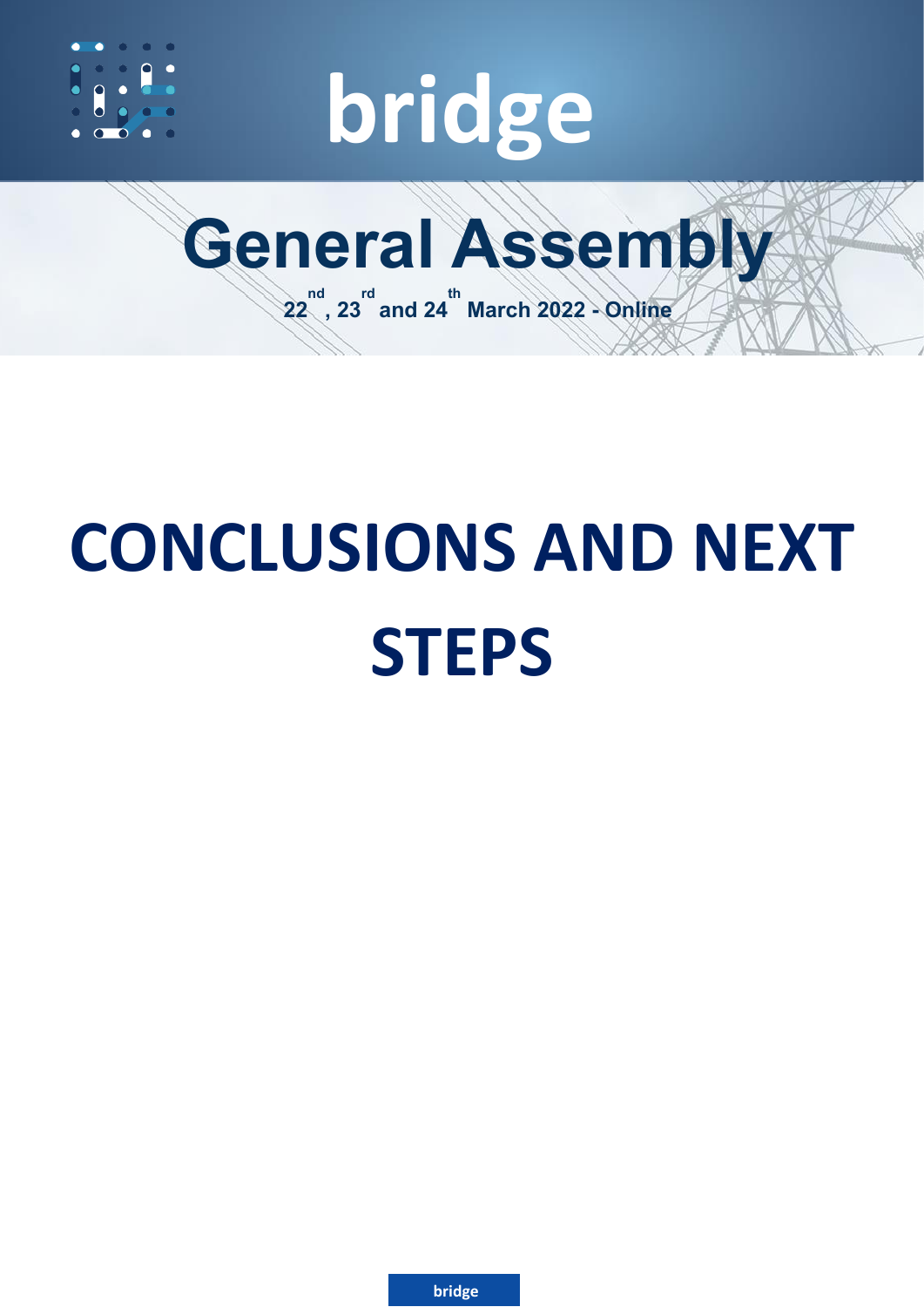# bridge

## General Assembly

**22nd, 23rd and 24th March 2022 - Online**

# CONCLUSIONS AND NEXT STEPS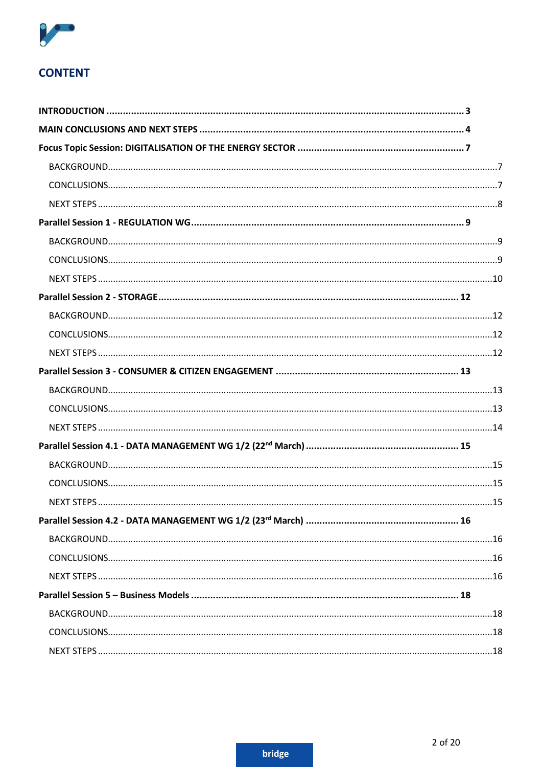## CONTENT

**INTRODUCTION** ..................................................................................................................................... 3

**MAIN CONCLUSIONS AND NEXT STEPS** ................................................................................................ 4

**Focus Topic Session: DIGITALISATION OF THE ENERGY SECTOR** ............................................................. 7

- BACKGROUND..........................................................................................................................................7
- CONCLUSIONS..........................................................................................................................................7
- NEXT STEPS ..............................................................................................................................................8

**Parallel Session 1 - REGULATION WG**.................................................................................................... 9

- BACKGROUND..........................................................................................................................................9
- CONCLUSIONS..........................................................................................................................................9
- NEXT STEPS ............................................................................................................................................10

**Parallel Session 2 - STORAGE**............................................................................................................. 12

- BACKGROUND........................................................................................................................................12
- CONCLUSIONS........................................................................................................................................12
- NEXT STEPS ............................................................................................................................................12

**Parallel Session 3 - CONSUMER & CITIZEN ENGAGEMENT** ................................................................... 13

- BACKGROUND........................................................................................................................................13
- CONCLUSIONS........................................................................................................................................13
- NEXT STEPS ............................................................................................................................................14

**Parallel Session 4.1 - DATA MANAGEMENT WG 1/2 (22nd March)** ........................................................ 15

- BACKGROUND........................................................................................................................................15
- CONCLUSIONS........................................................................................................................................15
- NEXT STEPS ............................................................................................................................................15

**Parallel Session 4.2 - DATA MANAGEMENT WG 1/2 (23rd March)** ........................................................ 16

- BACKGROUND........................................................................................................................................16
- CONCLUSIONS........................................................................................................................................16
- NEXT STEPS ............................................................................................................................................16

**Parallel Session 5 – Business Models** ................................................................................................. 18

- BACKGROUND........................................................................................................................................18
- CONCLUSIONS........................................................................................................................................18
- NEXT STEPS ............................................................................................................................................18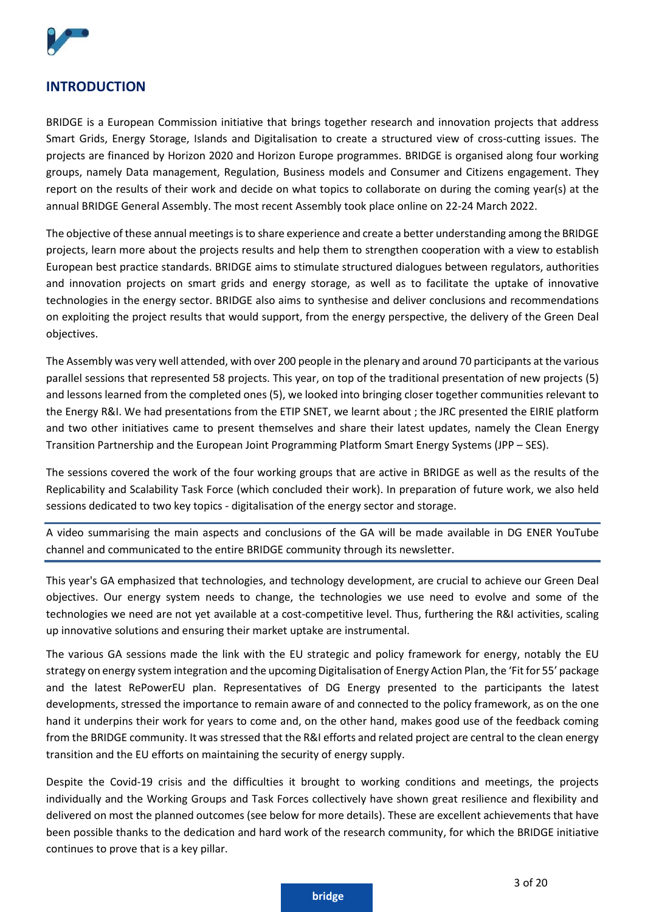## INTRODUCTION

BRIDGE is a European Commission initiative that brings together research and innovation projects that address Smart Grids, Energy Storage, Islands and Digitalisation to create a structured view of cross-cutting issues. The projects are financed by Horizon 2020 and Horizon Europe programmes. BRIDGE is organised along four working groups, namely Data management, Regulation, Business models and Consumer and Citizens engagement. They report on the results of their work and decide on what topics to collaborate on during the coming year(s) at the annual BRIDGE General Assembly. The most recent Assembly took place online on 22-24 March 2022.

The objective of these annual meetings is to share experience and create a better understanding among the BRIDGE projects, learn more about the projects results and help them to strengthen cooperation with a view to establish European best practice standards. BRIDGE aims to stimulate structured dialogues between regulators, authorities and innovation projects on smart grids and energy storage, as well as to facilitate the uptake of innovative technologies in the energy sector. BRIDGE also aims to synthesise and deliver conclusions and recommendations on exploiting the project results that would support, from the energy perspective, the delivery of the Green Deal objectives.

The Assembly was very well attended, with over 200 people in the plenary and around 70 participants at the various parallel sessions that represented 58 projects. This year, on top of the traditional presentation of new projects (5) and lessons learned from the completed ones (5), we looked into bringing closer together communities relevant to the Energy R&I. We had presentations from the ETIP SNET, we learnt about ; the JRC presented the EIRIE platform and two other initiatives came to present themselves and share their latest updates, namely the Clean Energy Transition Partnership and the European Joint Programming Platform Smart Energy Systems (JPP – SES).

The sessions covered the work of the four working groups that are active in BRIDGE as well as the results of the Replicability and Scalability Task Force (which concluded their work). In preparation of future work, we also held sessions dedicated to two key topics - digitalisation of the energy sector and storage.

A video summarising the main aspects and conclusions of the GA will be made available in DG ENER YouTube channel and communicated to the entire BRIDGE community through its newsletter.

This year's GA emphasized that technologies, and technology development, are crucial to achieve our Green Deal objectives. Our energy system needs to change, the technologies we use need to evolve and some of the technologies we need are not yet available at a cost-competitive level. Thus, furthering the R&I activities, scaling up innovative solutions and ensuring their market uptake are instrumental.

The various GA sessions made the link with the EU strategic and policy framework for energy, notably the EU strategy on energy system integration and the upcoming Digitalisation of Energy Action Plan, the 'Fit for 55' package and the latest RePowerEU plan. Representatives of DG Energy presented to the participants the latest developments, stressed the importance to remain aware of and connected to the policy framework, as on the one hand it underpins their work for years to come and, on the other hand, makes good use of the feedback coming from the BRIDGE community. It was stressed that the R&I efforts and related project are central to the clean energy transition and the EU efforts on maintaining the security of energy supply.

Despite the Covid-19 crisis and the difficulties it brought to working conditions and meetings, the projects individually and the Working Groups and Task Forces collectively have shown great resilience and flexibility and delivered on most the planned outcomes (see below for more details). These are excellent achievements that have been possible thanks to the dedication and hard work of the research community, for which the BRIDGE initiative continues to prove that is a key pillar.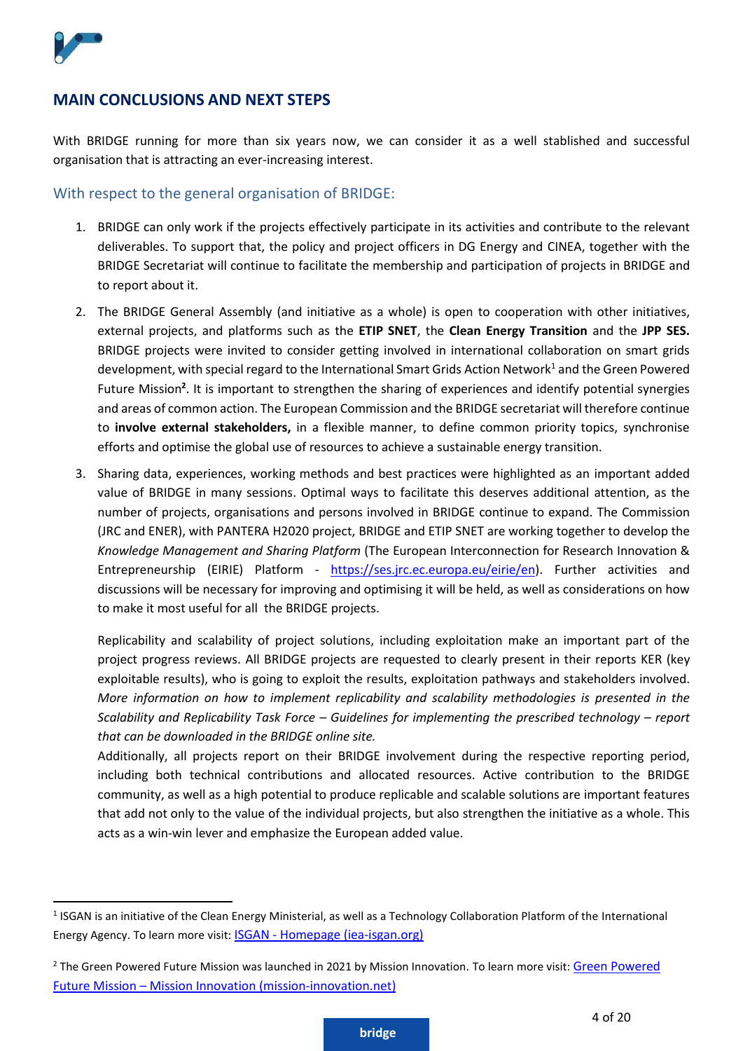## MAIN CONCLUSIONS AND NEXT STEPS

With BRIDGE running for more than six years now, we can consider it as a well stablished and successful organisation that is attracting an ever-increasing interest.

### With respect to the general organisation of BRIDGE:

1. BRIDGE can only work if the projects effectively participate in its activities and contribute to the relevant deliverables. To support that, the policy and project officers in DG Energy and CINEA, together with the BRIDGE Secretariat will continue to facilitate the membership and participation of projects in BRIDGE and to report about it.

2. The BRIDGE General Assembly (and initiative as a whole) is open to cooperation with other initiatives, external projects, and platforms such as the **ETIP SNET**, the **Clean Energy Transition** and the **JPP SES.** BRIDGE projects were invited to consider getting involved in international collaboration on smart grids development, with special regard to the International Smart Grids Action Network[1] and the Green Powered Future Mission[2]. It is important to strengthen the sharing of experiences and identify potential synergies and areas of common action. The European Commission and the BRIDGE secretariat will therefore continue to **involve external stakeholders,** in a flexible manner, to define common priority topics, synchronise efforts and optimise the global use of resources to achieve a sustainable energy transition.

3. Sharing data, experiences, working methods and best practices were highlighted as an important added value of BRIDGE in many sessions. Optimal ways to facilitate this deserves additional attention, as the number of projects, organisations and persons involved in BRIDGE continue to expand. The Commission (JRC and ENER), with PANTERA H2020 project, BRIDGE and ETIP SNET are working together to develop the *Knowledge Management and Sharing Platform* (The European Interconnection for Research Innovation & Entrepreneurship (EIRIE) Platform - https://ses.jrc.ec.europa.eu/eirie/en). Further activities and discussions will be necessary for improving and optimising it will be held, as well as considerations on how to make it most useful for all the BRIDGE projects.

   Replicability and scalability of project solutions, including exploitation make an important part of the project progress reviews. All BRIDGE projects are requested to clearly present in their reports KER (key exploitable results), who is going to exploit the results, exploitation pathways and stakeholders involved. *More information on how to implement replicability and scalability methodologies is presented in the Scalability and Replicability Task Force – Guidelines for implementing the prescribed technology – report that can be downloaded in the BRIDGE online site.*

   Additionally, all projects report on their BRIDGE involvement during the respective reporting period, including both technical contributions and allocated resources. Active contribution to the BRIDGE community, as well as a high potential to produce replicable and scalable solutions are important features that add not only to the value of the individual projects, but also strengthen the initiative as a whole. This acts as a win-win lever and emphasize the European added value.

---

[1] ISGAN is an initiative of the Clean Energy Ministerial, as well as a Technology Collaboration Platform of the International Energy Agency. To learn more visit: ISGAN - Homepage (iea-isgan.org)

[2] The Green Powered Future Mission was launched in 2021 by Mission Innovation. To learn more visit: Green Powered Future Mission – Mission Innovation (mission-innovation.net)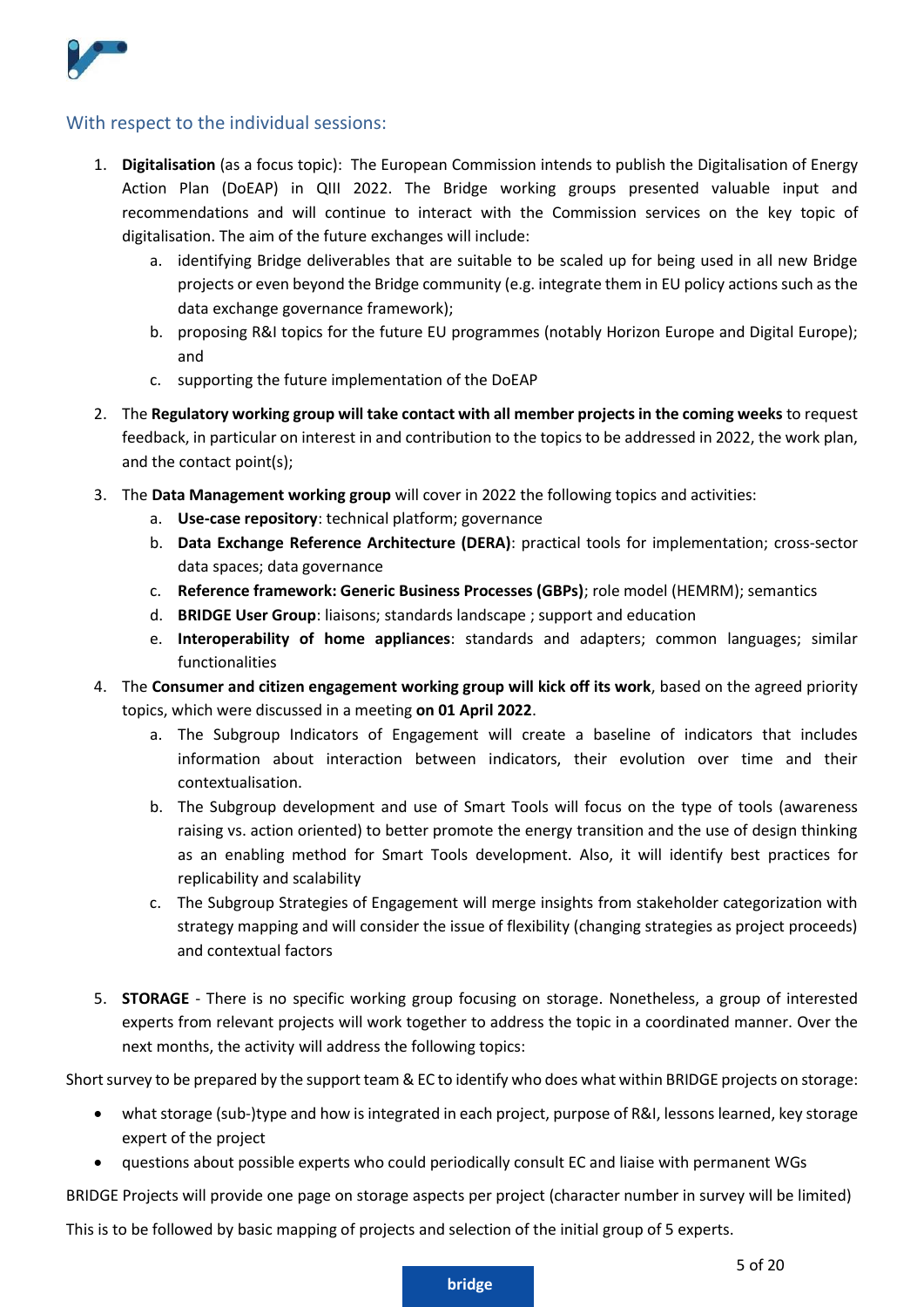## With respect to the individual sessions:

1. **Digitalisation** (as a focus topic): The European Commission intends to publish the Digitalisation of Energy Action Plan (DoEAP) in QIII 2022. The Bridge working groups presented valuable input and recommendations and will continue to interact with the Commission services on the key topic of digitalisation. The aim of the future exchanges will include:
    a. identifying Bridge deliverables that are suitable to be scaled up for being used in all new Bridge projects or even beyond the Bridge community (e.g. integrate them in EU policy actions such as the data exchange governance framework);
    b. proposing R&I topics for the future EU programmes (notably Horizon Europe and Digital Europe); and
    c. supporting the future implementation of the DoEAP
2. The **Regulatory working group will take contact with all member projects in the coming weeks** to request feedback, in particular on interest in and contribution to the topics to be addressed in 2022, the work plan, and the contact point(s);
3. The **Data Management working group** will cover in 2022 the following topics and activities:
    a. **Use-case repository**: technical platform; governance
    b. **Data Exchange Reference Architecture (DERA)**: practical tools for implementation; cross-sector data spaces; data governance
    c. **Reference framework: Generic Business Processes (GBPs)**; role model (HEMRM); semantics
    d. **BRIDGE User Group**: liaisons; standards landscape ; support and education
    e. **Interoperability of home appliances**: standards and adapters; common languages; similar functionalities
4. The **Consumer and citizen engagement working group will kick off its work**, based on the agreed priority topics, which were discussed in a meeting **on 01 April 2022**.
    a. The Subgroup Indicators of Engagement will create a baseline of indicators that includes information about interaction between indicators, their evolution over time and their contextualisation.
    b. The Subgroup development and use of Smart Tools will focus on the type of tools (awareness raising vs. action oriented) to better promote the energy transition and the use of design thinking as an enabling method for Smart Tools development. Also, it will identify best practices for replicability and scalability
    c. The Subgroup Strategies of Engagement will merge insights from stakeholder categorization with strategy mapping and will consider the issue of flexibility (changing strategies as project proceeds) and contextual factors
5. **STORAGE** - There is no specific working group focusing on storage. Nonetheless, a group of interested experts from relevant projects will work together to address the topic in a coordinated manner. Over the next months, the activity will address the following topics:

Short survey to be prepared by the support team & EC to identify who does what within BRIDGE projects on storage:

- what storage (sub-)type and how is integrated in each project, purpose of R&I, lessons learned, key storage expert of the project
- questions about possible experts who could periodically consult EC and liaise with permanent WGs

BRIDGE Projects will provide one page on storage aspects per project (character number in survey will be limited)

This is to be followed by basic mapping of projects and selection of the initial group of 5 experts.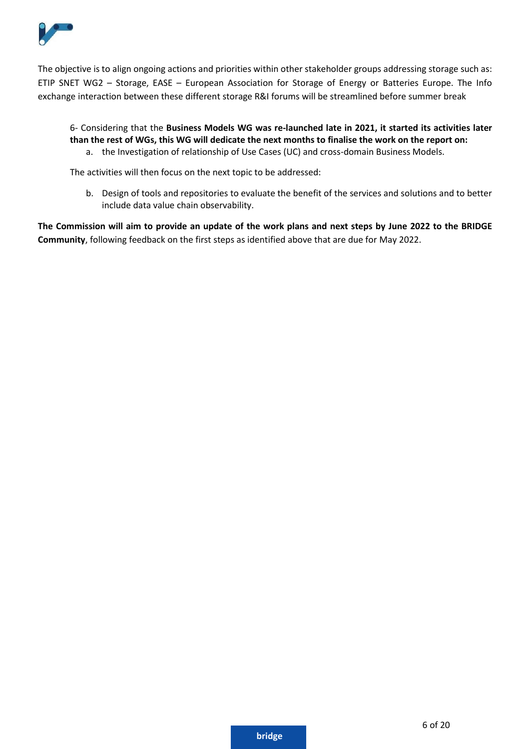The objective is to align ongoing actions and priorities within other stakeholder groups addressing storage such as: ETIP SNET WG2 – Storage, EASE – European Association for Storage of Energy or Batteries Europe. The Info exchange interaction between these different storage R&I forums will be streamlined before summer break

6- Considering that the **Business Models WG was re-launched late in 2021, it started its activities later than the rest of WGs, this WG will dedicate the next months to finalise the work on the report on:**

a. the Investigation of relationship of Use Cases (UC) and cross-domain Business Models.

The activities will then focus on the next topic to be addressed:

b. Design of tools and repositories to evaluate the benefit of the services and solutions and to better include data value chain observability.

**The Commission will aim to provide an update of the work plans and next steps by June 2022 to the BRIDGE Community**, following feedback on the first steps as identified above that are due for May 2022.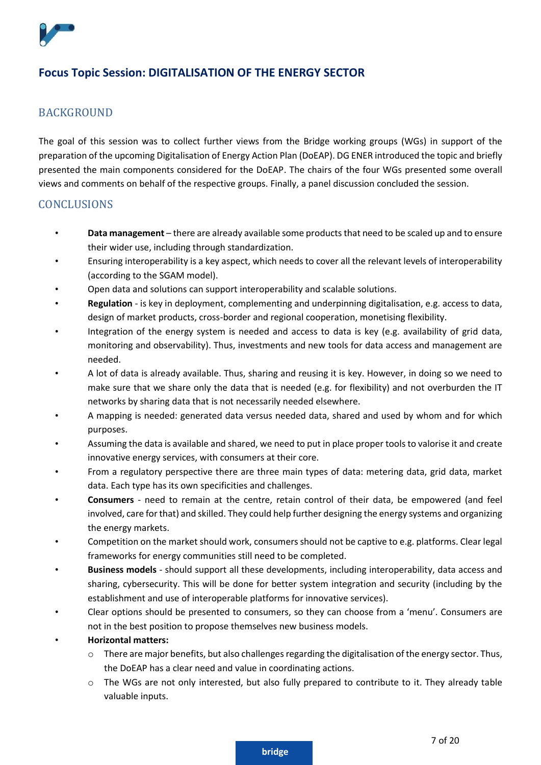## Focus Topic Session: DIGITALISATION OF THE ENERGY SECTOR

### BACKGROUND

The goal of this session was to collect further views from the Bridge working groups (WGs) in support of the preparation of the upcoming Digitalisation of Energy Action Plan (DoEAP). DG ENER introduced the topic and briefly presented the main components considered for the DoEAP. The chairs of the four WGs presented some overall views and comments on behalf of the respective groups. Finally, a panel discussion concluded the session.

### CONCLUSIONS

- **Data management** – there are already available some products that need to be scaled up and to ensure their wider use, including through standardization.
- Ensuring interoperability is a key aspect, which needs to cover all the relevant levels of interoperability (according to the SGAM model).
- Open data and solutions can support interoperability and scalable solutions.
- **Regulation** - is key in deployment, complementing and underpinning digitalisation, e.g. access to data, design of market products, cross-border and regional cooperation, monetising flexibility.
- Integration of the energy system is needed and access to data is key (e.g. availability of grid data, monitoring and observability). Thus, investments and new tools for data access and management are needed.
- A lot of data is already available. Thus, sharing and reusing it is key. However, in doing so we need to make sure that we share only the data that is needed (e.g. for flexibility) and not overburden the IT networks by sharing data that is not necessarily needed elsewhere.
- A mapping is needed: generated data versus needed data, shared and used by whom and for which purposes.
- Assuming the data is available and shared, we need to put in place proper tools to valorise it and create innovative energy services, with consumers at their core.
- From a regulatory perspective there are three main types of data: metering data, grid data, market data. Each type has its own specificities and challenges.
- **Consumers** - need to remain at the centre, retain control of their data, be empowered (and feel involved, care for that) and skilled. They could help further designing the energy systems and organizing the energy markets.
- Competition on the market should work, consumers should not be captive to e.g. platforms. Clear legal frameworks for energy communities still need to be completed.
- **Business models** - should support all these developments, including interoperability, data access and sharing, cybersecurity. This will be done for better system integration and security (including by the establishment and use of interoperable platforms for innovative services).
- Clear options should be presented to consumers, so they can choose from a 'menu'. Consumers are not in the best position to propose themselves new business models.
- **Horizontal matters:**
  - There are major benefits, but also challenges regarding the digitalisation of the energy sector. Thus, the DoEAP has a clear need and value in coordinating actions.
  - The WGs are not only interested, but also fully prepared to contribute to it. They already table valuable inputs.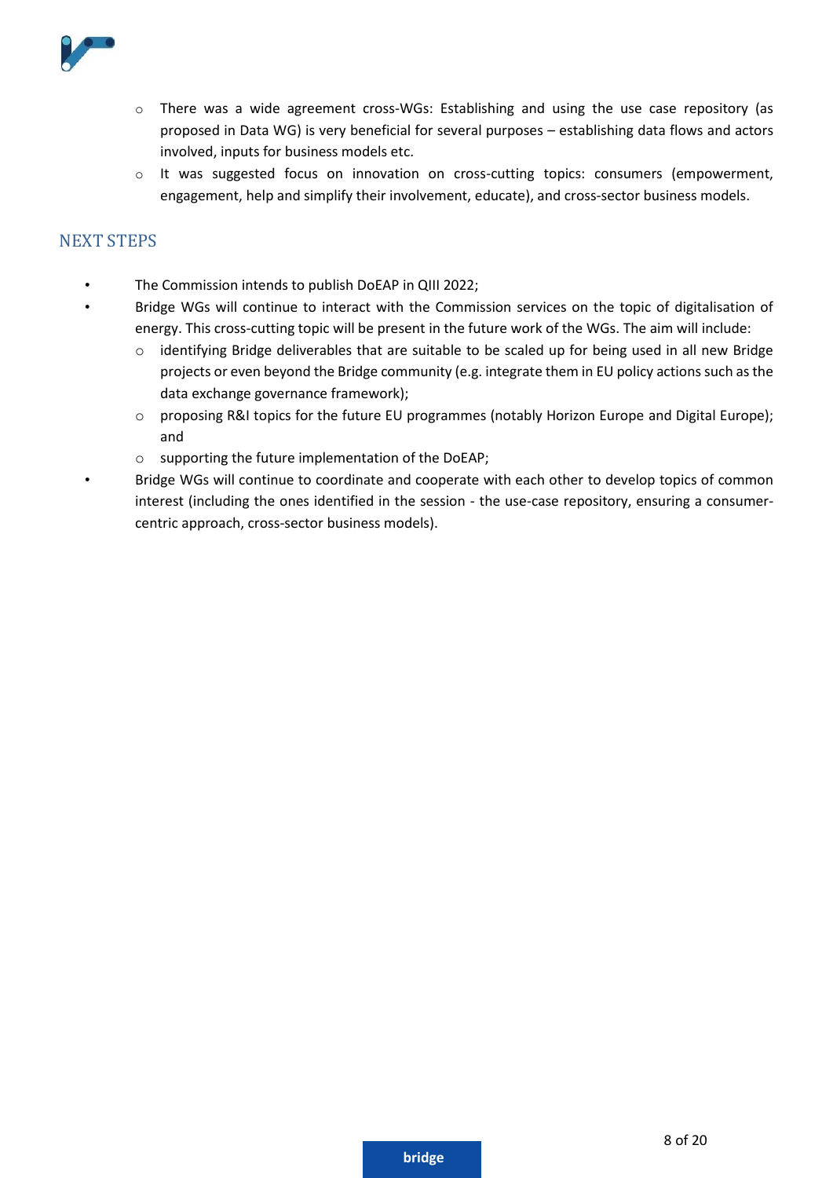- There was a wide agreement cross-WGs: Establishing and using the use case repository (as proposed in Data WG) is very beneficial for several purposes – establishing data flows and actors involved, inputs for business models etc.
  - It was suggested focus on innovation on cross-cutting topics: consumers (empowerment, engagement, help and simplify their involvement, educate), and cross-sector business models.

## NEXT STEPS

- The Commission intends to publish DoEAP in QIII 2022;
- Bridge WGs will continue to interact with the Commission services on the topic of digitalisation of energy. This cross-cutting topic will be present in the future work of the WGs. The aim will include:
  - identifying Bridge deliverables that are suitable to be scaled up for being used in all new Bridge projects or even beyond the Bridge community (e.g. integrate them in EU policy actions such as the data exchange governance framework);
  - proposing R&I topics for the future EU programmes (notably Horizon Europe and Digital Europe); and
  - supporting the future implementation of the DoEAP;
- Bridge WGs will continue to coordinate and cooperate with each other to develop topics of common interest (including the ones identified in the session - the use-case repository, ensuring a consumer-centric approach, cross-sector business models).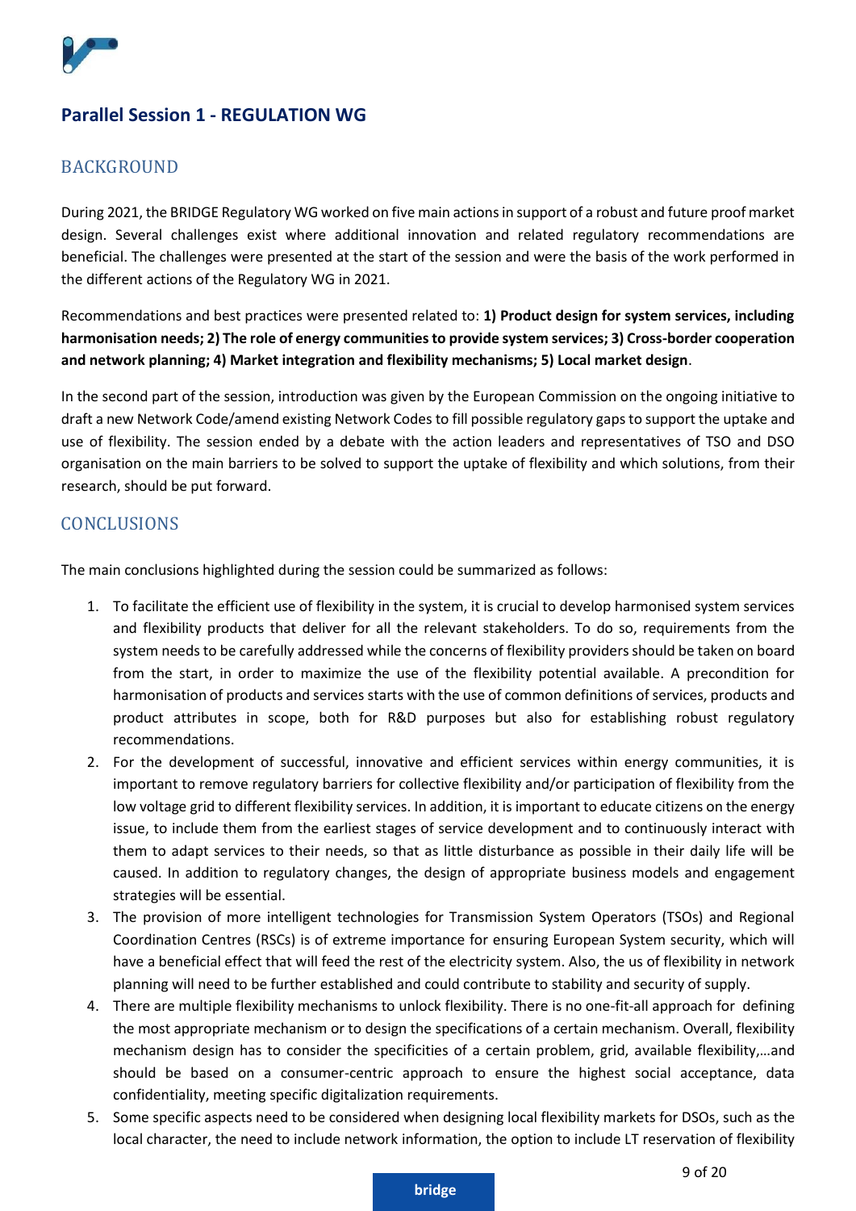## Parallel Session 1 - REGULATION WG

### BACKGROUND

During 2021, the BRIDGE Regulatory WG worked on five main actions in support of a robust and future proof market design. Several challenges exist where additional innovation and related regulatory recommendations are beneficial. The challenges were presented at the start of the session and were the basis of the work performed in the different actions of the Regulatory WG in 2021.

Recommendations and best practices were presented related to: **1) Product design for system services, including harmonisation needs; 2) The role of energy communities to provide system services; 3) Cross-border cooperation and network planning; 4) Market integration and flexibility mechanisms; 5) Local market design**.

In the second part of the session, introduction was given by the European Commission on the ongoing initiative to draft a new Network Code/amend existing Network Codes to fill possible regulatory gaps to support the uptake and use of flexibility. The session ended by a debate with the action leaders and representatives of TSO and DSO organisation on the main barriers to be solved to support the uptake of flexibility and which solutions, from their research, should be put forward.

### CONCLUSIONS

The main conclusions highlighted during the session could be summarized as follows:

1. To facilitate the efficient use of flexibility in the system, it is crucial to develop harmonised system services and flexibility products that deliver for all the relevant stakeholders. To do so, requirements from the system needs to be carefully addressed while the concerns of flexibility providers should be taken on board from the start, in order to maximize the use of the flexibility potential available. A precondition for harmonisation of products and services starts with the use of common definitions of services, products and product attributes in scope, both for R&D purposes but also for establishing robust regulatory recommendations.
2. For the development of successful, innovative and efficient services within energy communities, it is important to remove regulatory barriers for collective flexibility and/or participation of flexibility from the low voltage grid to different flexibility services. In addition, it is important to educate citizens on the energy issue, to include them from the earliest stages of service development and to continuously interact with them to adapt services to their needs, so that as little disturbance as possible in their daily life will be caused. In addition to regulatory changes, the design of appropriate business models and engagement strategies will be essential.
3. The provision of more intelligent technologies for Transmission System Operators (TSOs) and Regional Coordination Centres (RSCs) is of extreme importance for ensuring European System security, which will have a beneficial effect that will feed the rest of the electricity system. Also, the us of flexibility in network planning will need to be further established and could contribute to stability and security of supply.
4. There are multiple flexibility mechanisms to unlock flexibility. There is no one-fit-all approach for defining the most appropriate mechanism or to design the specifications of a certain mechanism. Overall, flexibility mechanism design has to consider the specificities of a certain problem, grid, available flexibility,…and should be based on a consumer-centric approach to ensure the highest social acceptance, data confidentiality, meeting specific digitalization requirements.
5. Some specific aspects need to be considered when designing local flexibility markets for DSOs, such as the local character, the need to include network information, the option to include LT reservation of flexibility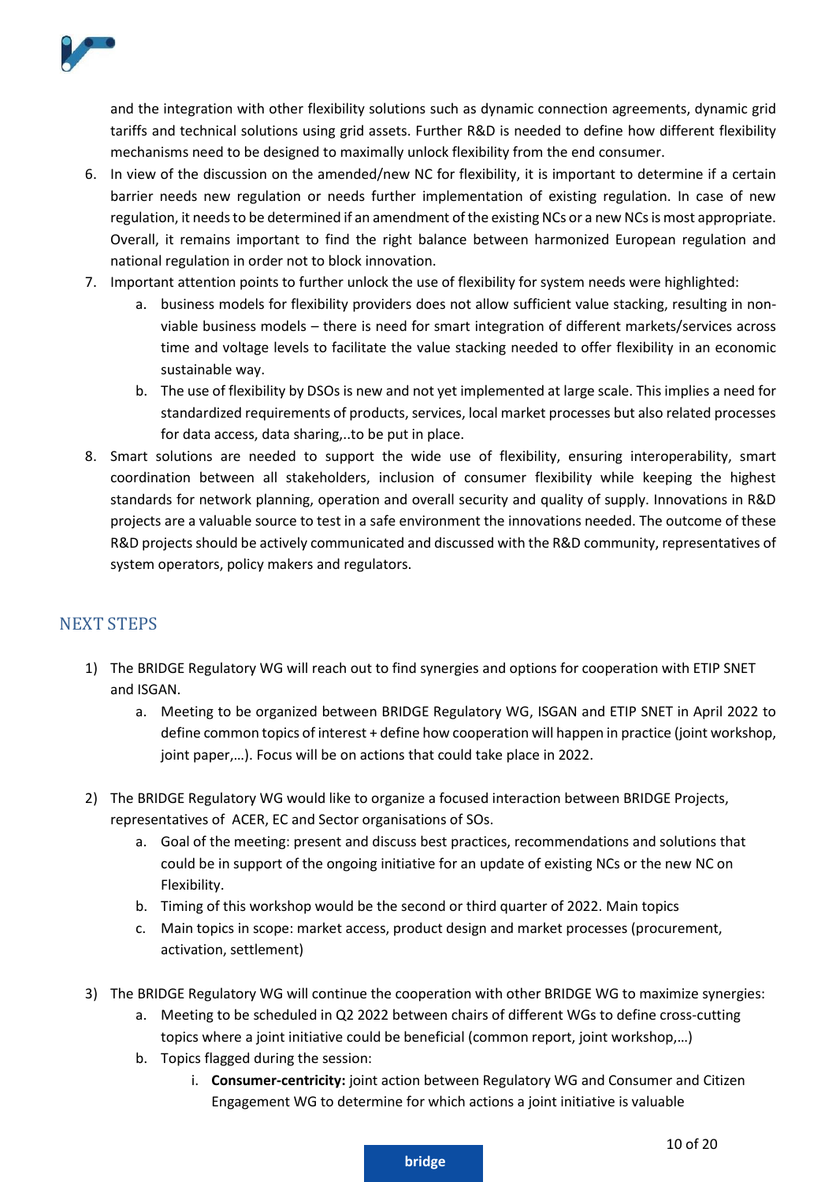and the integration with other flexibility solutions such as dynamic connection agreements, dynamic grid tariffs and technical solutions using grid assets. Further R&D is needed to define how different flexibility mechanisms need to be designed to maximally unlock flexibility from the end consumer.

6. In view of the discussion on the amended/new NC for flexibility, it is important to determine if a certain barrier needs new regulation or needs further implementation of existing regulation. In case of new regulation, it needs to be determined if an amendment of the existing NCs or a new NCs is most appropriate. Overall, it remains important to find the right balance between harmonized European regulation and national regulation in order not to block innovation.
7. Important attention points to further unlock the use of flexibility for system needs were highlighted:
   a. business models for flexibility providers does not allow sufficient value stacking, resulting in non-viable business models – there is need for smart integration of different markets/services across time and voltage levels to facilitate the value stacking needed to offer flexibility in an economic sustainable way.
   b. The use of flexibility by DSOs is new and not yet implemented at large scale. This implies a need for standardized requirements of products, services, local market processes but also related processes for data access, data sharing,..to be put in place.
8. Smart solutions are needed to support the wide use of flexibility, ensuring interoperability, smart coordination between all stakeholders, inclusion of consumer flexibility while keeping the highest standards for network planning, operation and overall security and quality of supply. Innovations in R&D projects are a valuable source to test in a safe environment the innovations needed. The outcome of these R&D projects should be actively communicated and discussed with the R&D community, representatives of system operators, policy makers and regulators.

## NEXT STEPS

1) The BRIDGE Regulatory WG will reach out to find synergies and options for cooperation with ETIP SNET and ISGAN.
   a. Meeting to be organized between BRIDGE Regulatory WG, ISGAN and ETIP SNET in April 2022 to define common topics of interest + define how cooperation will happen in practice (joint workshop, joint paper,…). Focus will be on actions that could take place in 2022.

2) The BRIDGE Regulatory WG would like to organize a focused interaction between BRIDGE Projects, representatives of ACER, EC and Sector organisations of SOs.
   a. Goal of the meeting: present and discuss best practices, recommendations and solutions that could be in support of the ongoing initiative for an update of existing NCs or the new NC on Flexibility.
   b. Timing of this workshop would be the second or third quarter of 2022. Main topics
   c. Main topics in scope: market access, product design and market processes (procurement, activation, settlement)

3) The BRIDGE Regulatory WG will continue the cooperation with other BRIDGE WG to maximize synergies:
   a. Meeting to be scheduled in Q2 2022 between chairs of different WGs to define cross-cutting topics where a joint initiative could be beneficial (common report, joint workshop,…)
   b. Topics flagged during the session:
      i. **Consumer-centricity:** joint action between Regulatory WG and Consumer and Citizen Engagement WG to determine for which actions a joint initiative is valuable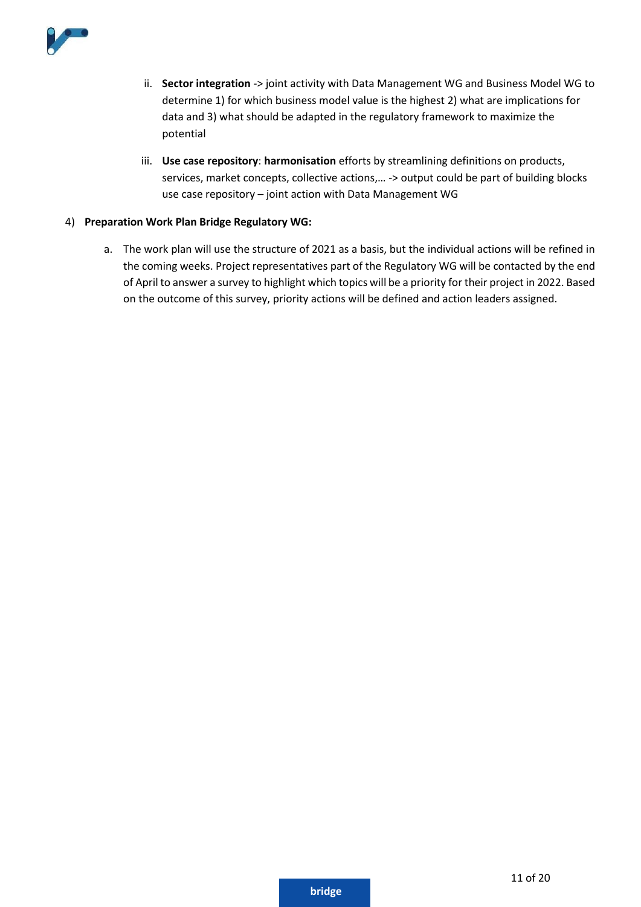ii. **Sector integration** -> joint activity with Data Management WG and Business Model WG to determine 1) for which business model value is the highest 2) what are implications for data and 3) what should be adapted in the regulatory framework to maximize the potential

   iii. **Use case repository**: **harmonisation** efforts by streamlining definitions on products, services, market concepts, collective actions,… -> output could be part of building blocks use case repository – joint action with Data Management WG

4) **Preparation Work Plan Bridge Regulatory WG:**

   a. The work plan will use the structure of 2021 as a basis, but the individual actions will be refined in the coming weeks. Project representatives part of the Regulatory WG will be contacted by the end of April to answer a survey to highlight which topics will be a priority for their project in 2022. Based on the outcome of this survey, priority actions will be defined and action leaders assigned.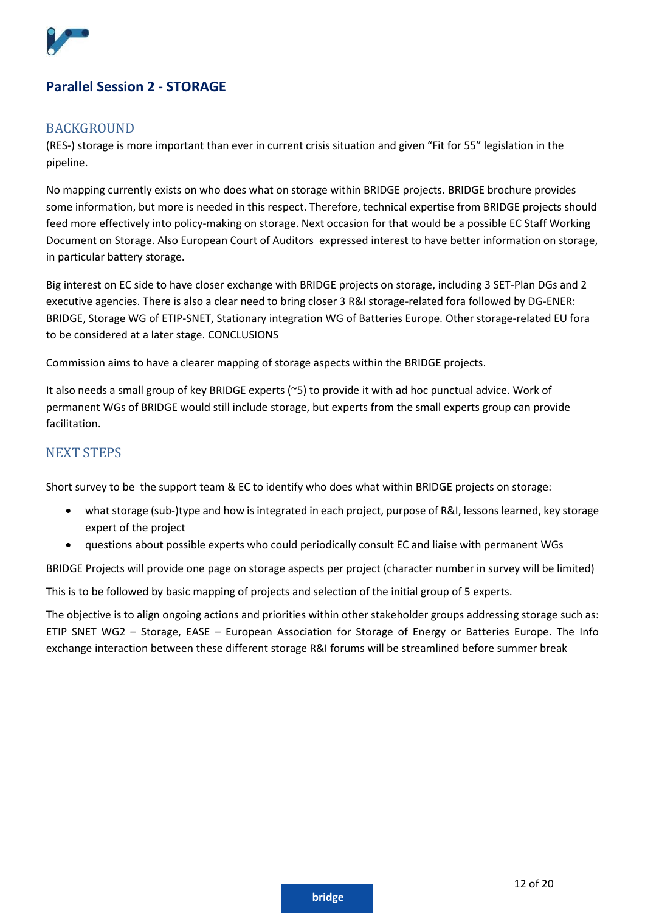## Parallel Session 2 - STORAGE

### BACKGROUND

(RES-) storage is more important than ever in current crisis situation and given "Fit for 55" legislation in the pipeline.

No mapping currently exists on who does what on storage within BRIDGE projects. BRIDGE brochure provides some information, but more is needed in this respect. Therefore, technical expertise from BRIDGE projects should feed more effectively into policy-making on storage. Next occasion for that would be a possible EC Staff Working Document on Storage. Also European Court of Auditors expressed interest to have better information on storage, in particular battery storage.

Big interest on EC side to have closer exchange with BRIDGE projects on storage, including 3 SET-Plan DGs and 2 executive agencies. There is also a clear need to bring closer 3 R&I storage-related fora followed by DG-ENER: BRIDGE, Storage WG of ETIP-SNET, Stationary integration WG of Batteries Europe. Other storage-related EU fora to be considered at a later stage. CONCLUSIONS

Commission aims to have a clearer mapping of storage aspects within the BRIDGE projects.

It also needs a small group of key BRIDGE experts (~5) to provide it with ad hoc punctual advice. Work of permanent WGs of BRIDGE would still include storage, but experts from the small experts group can provide facilitation.

### NEXT STEPS

Short survey to be the support team & EC to identify who does what within BRIDGE projects on storage:

- what storage (sub-)type and how is integrated in each project, purpose of R&I, lessons learned, key storage expert of the project
- questions about possible experts who could periodically consult EC and liaise with permanent WGs

BRIDGE Projects will provide one page on storage aspects per project (character number in survey will be limited)

This is to be followed by basic mapping of projects and selection of the initial group of 5 experts.

The objective is to align ongoing actions and priorities within other stakeholder groups addressing storage such as: ETIP SNET WG2 – Storage, EASE – European Association for Storage of Energy or Batteries Europe. The Info exchange interaction between these different storage R&I forums will be streamlined before summer break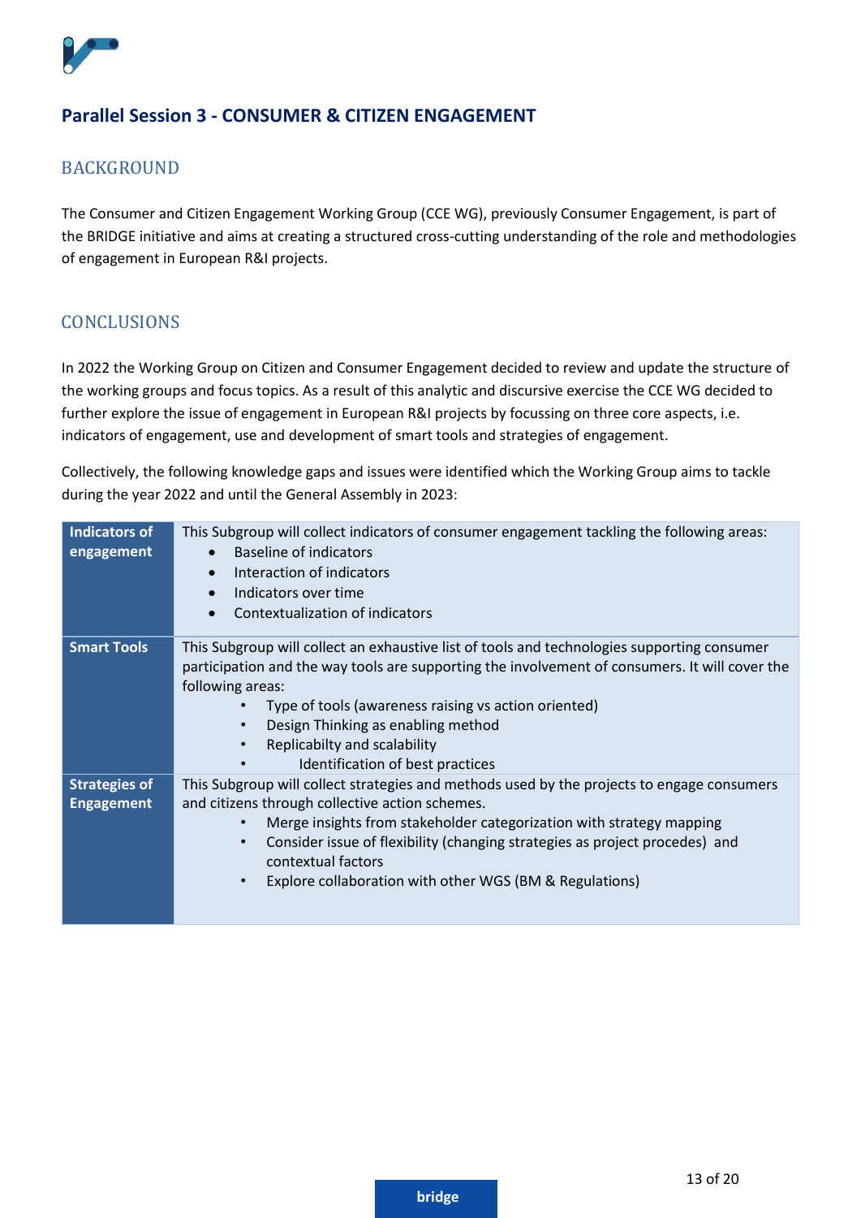## Parallel Session 3 - CONSUMER & CITIZEN ENGAGEMENT

### BACKGROUND

The Consumer and Citizen Engagement Working Group (CCE WG), previously Consumer Engagement, is part of the BRIDGE initiative and aims at creating a structured cross-cutting understanding of the role and methodologies of engagement in European R&I projects.

### CONCLUSIONS

In 2022 the Working Group on Citizen and Consumer Engagement decided to review and update the structure of the working groups and focus topics. As a result of this analytic and discursive exercise the CCE WG decided to further explore the issue of engagement in European R&I projects by focussing on three core aspects, i.e. indicators of engagement, use and development of smart tools and strategies of engagement.

Collectively, the following knowledge gaps and issues were identified which the Working Group aims to tackle during the year 2022 and until the General Assembly in 2023:

| | |
|---|---|
| **Indicators of engagement** | This Subgroup will collect indicators of consumer engagement tackling the following areas:<br>• Baseline of indicators<br>• Interaction of indicators<br>• Indicators over time<br>• Contextualization of indicators |
| **Smart Tools** | This Subgroup will collect an exhaustive list of tools and technologies supporting consumer participation and the way tools are supporting the involvement of consumers. It will cover the following areas:<br>• Type of tools (awareness raising vs action oriented)<br>• Design Thinking as enabling method<br>• Replicabilty and scalability<br>• Identification of best practices |
| **Strategies of Engagement** | This Subgroup will collect strategies and methods used by the projects to engage consumers and citizens through collective action schemes.<br>• Merge insights from stakeholder categorization with strategy mapping<br>• Consider issue of flexibility (changing strategies as project procedes) and contextual factors<br>• Explore collaboration with other WGS (BM & Regulations) |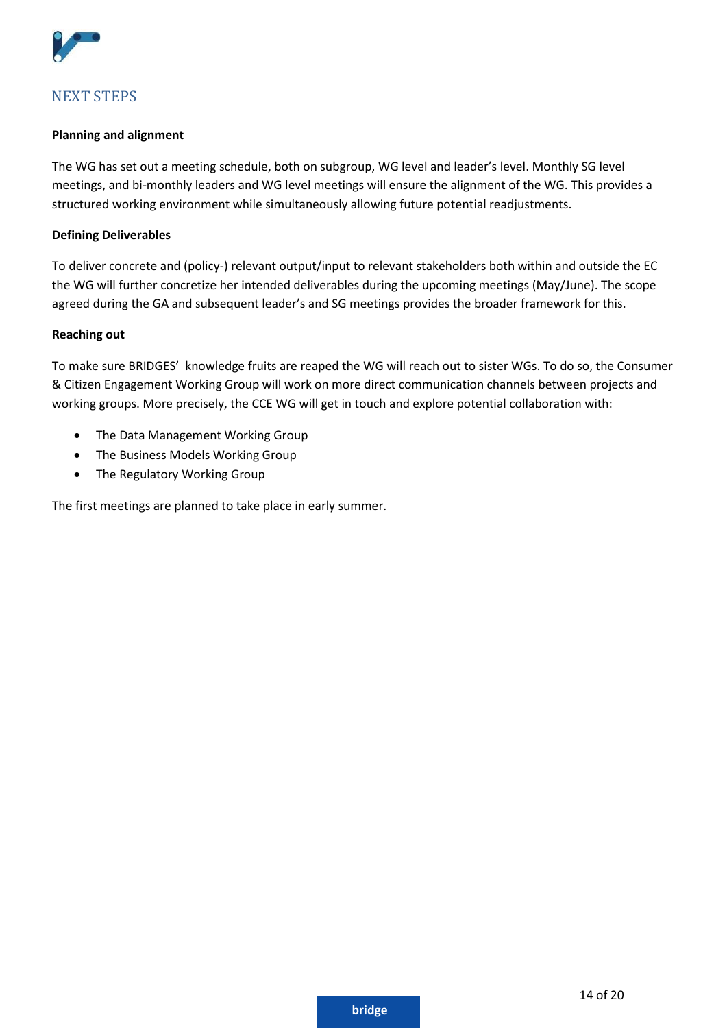## NEXT STEPS

**Planning and alignment**

The WG has set out a meeting schedule, both on subgroup, WG level and leader's level. Monthly SG level meetings, and bi-monthly leaders and WG level meetings will ensure the alignment of the WG. This provides a structured working environment while simultaneously allowing future potential readjustments.

**Defining Deliverables**

To deliver concrete and (policy-) relevant output/input to relevant stakeholders both within and outside the EC the WG will further concretize her intended deliverables during the upcoming meetings (May/June). The scope agreed during the GA and subsequent leader's and SG meetings provides the broader framework for this.

**Reaching out**

To make sure BRIDGES' knowledge fruits are reaped the WG will reach out to sister WGs. To do so, the Consumer & Citizen Engagement Working Group will work on more direct communication channels between projects and working groups. More precisely, the CCE WG will get in touch and explore potential collaboration with:

- The Data Management Working Group
- The Business Models Working Group
- The Regulatory Working Group

The first meetings are planned to take place in early summer.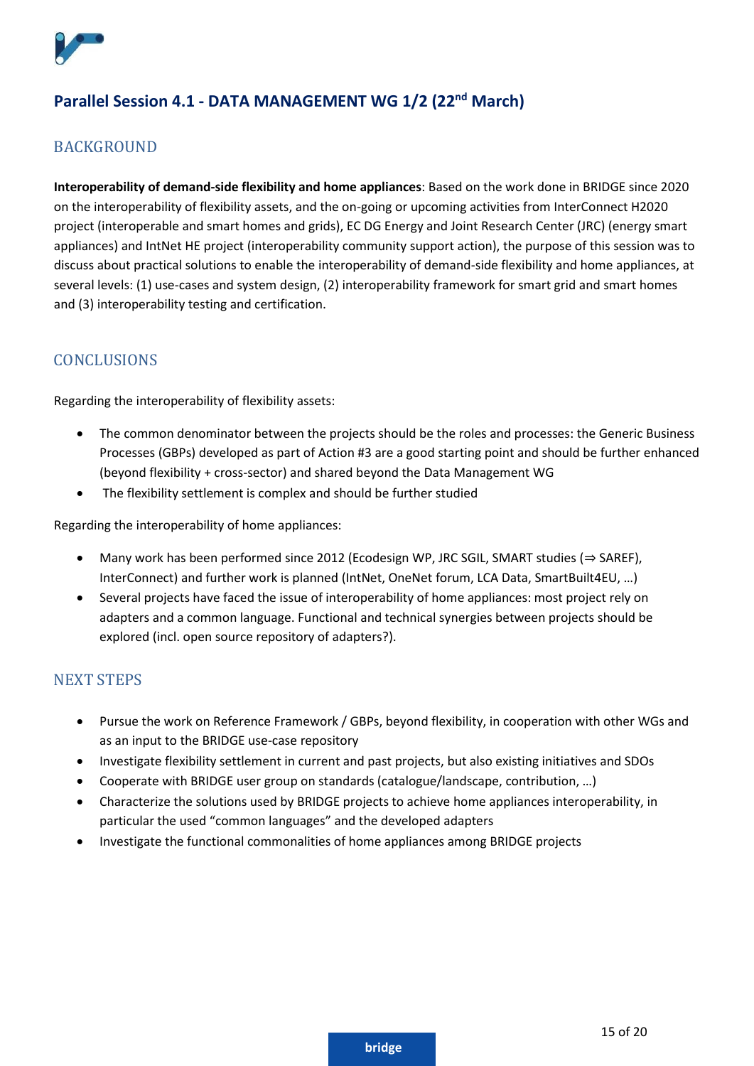## Parallel Session 4.1 - DATA MANAGEMENT WG 1/2 (22nd March)

### BACKGROUND

**Interoperability of demand-side flexibility and home appliances**: Based on the work done in BRIDGE since 2020 on the interoperability of flexibility assets, and the on-going or upcoming activities from InterConnect H2020 project (interoperable and smart homes and grids), EC DG Energy and Joint Research Center (JRC) (energy smart appliances) and IntNet HE project (interoperability community support action), the purpose of this session was to discuss about practical solutions to enable the interoperability of demand-side flexibility and home appliances, at several levels: (1) use-cases and system design, (2) interoperability framework for smart grid and smart homes and (3) interoperability testing and certification.

### CONCLUSIONS

Regarding the interoperability of flexibility assets:

- The common denominator between the projects should be the roles and processes: the Generic Business Processes (GBPs) developed as part of Action #3 are a good starting point and should be further enhanced (beyond flexibility + cross-sector) and shared beyond the Data Management WG
- The flexibility settlement is complex and should be further studied

Regarding the interoperability of home appliances:

- Many work has been performed since 2012 (Ecodesign WP, JRC SGIL, SMART studies (⇒ SAREF), InterConnect) and further work is planned (IntNet, OneNet forum, LCA Data, SmartBuilt4EU, …)
- Several projects have faced the issue of interoperability of home appliances: most project rely on adapters and a common language. Functional and technical synergies between projects should be explored (incl. open source repository of adapters?).

### NEXT STEPS

- Pursue the work on Reference Framework / GBPs, beyond flexibility, in cooperation with other WGs and as an input to the BRIDGE use-case repository
- Investigate flexibility settlement in current and past projects, but also existing initiatives and SDOs
- Cooperate with BRIDGE user group on standards (catalogue/landscape, contribution, …)
- Characterize the solutions used by BRIDGE projects to achieve home appliances interoperability, in particular the used "common languages" and the developed adapters
- Investigate the functional commonalities of home appliances among BRIDGE projects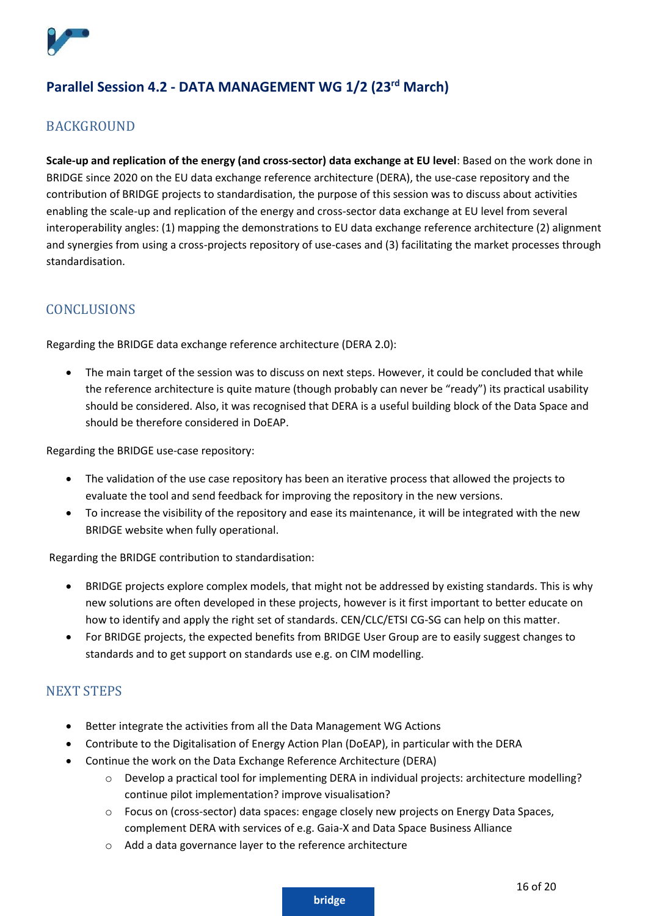## Parallel Session 4.2 - DATA MANAGEMENT WG 1/2 (23rd March)

### BACKGROUND

**Scale-up and replication of the energy (and cross-sector) data exchange at EU level**: Based on the work done in BRIDGE since 2020 on the EU data exchange reference architecture (DERA), the use-case repository and the contribution of BRIDGE projects to standardisation, the purpose of this session was to discuss about activities enabling the scale-up and replication of the energy and cross-sector data exchange at EU level from several interoperability angles: (1) mapping the demonstrations to EU data exchange reference architecture (2) alignment and synergies from using a cross-projects repository of use-cases and (3) facilitating the market processes through standardisation.

### CONCLUSIONS

Regarding the BRIDGE data exchange reference architecture (DERA 2.0):

- The main target of the session was to discuss on next steps. However, it could be concluded that while the reference architecture is quite mature (though probably can never be "ready") its practical usability should be considered. Also, it was recognised that DERA is a useful building block of the Data Space and should be therefore considered in DoEAP.

Regarding the BRIDGE use-case repository:

- The validation of the use case repository has been an iterative process that allowed the projects to evaluate the tool and send feedback for improving the repository in the new versions.
- To increase the visibility of the repository and ease its maintenance, it will be integrated with the new BRIDGE website when fully operational.

Regarding the BRIDGE contribution to standardisation:

- BRIDGE projects explore complex models, that might not be addressed by existing standards. This is why new solutions are often developed in these projects, however is it first important to better educate on how to identify and apply the right set of standards. CEN/CLC/ETSI CG-SG can help on this matter.
- For BRIDGE projects, the expected benefits from BRIDGE User Group are to easily suggest changes to standards and to get support on standards use e.g. on CIM modelling.

### NEXT STEPS

- Better integrate the activities from all the Data Management WG Actions
- Contribute to the Digitalisation of Energy Action Plan (DoEAP), in particular with the DERA
- Continue the work on the Data Exchange Reference Architecture (DERA)
  - Develop a practical tool for implementing DERA in individual projects: architecture modelling? continue pilot implementation? improve visualisation?
  - Focus on (cross-sector) data spaces: engage closely new projects on Energy Data Spaces, complement DERA with services of e.g. Gaia-X and Data Space Business Alliance
  - Add a data governance layer to the reference architecture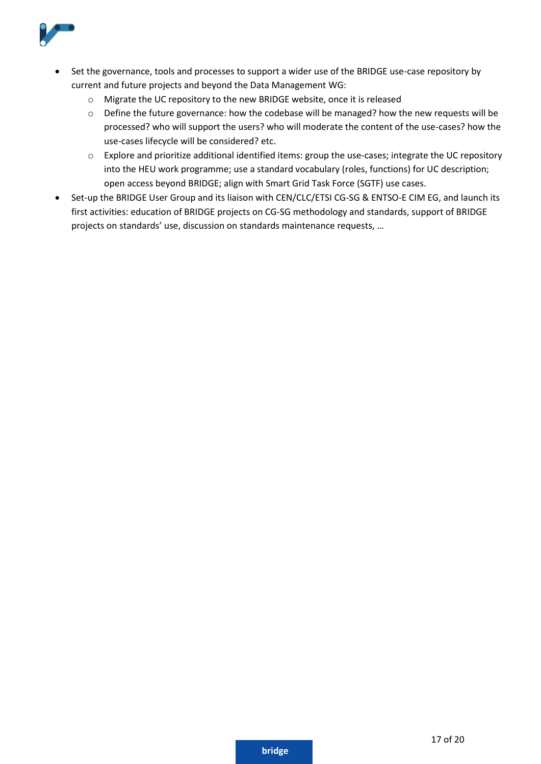- Set the governance, tools and processes to support a wider use of the BRIDGE use-case repository by current and future projects and beyond the Data Management WG:
  - Migrate the UC repository to the new BRIDGE website, once it is released
  - Define the future governance: how the codebase will be managed? how the new requests will be processed? who will support the users? who will moderate the content of the use-cases? how the use-cases lifecycle will be considered? etc.
  - Explore and prioritize additional identified items: group the use-cases; integrate the UC repository into the HEU work programme; use a standard vocabulary (roles, functions) for UC description; open access beyond BRIDGE; align with Smart Grid Task Force (SGTF) use cases.
- Set-up the BRIDGE User Group and its liaison with CEN/CLC/ETSI CG-SG & ENTSO-E CIM EG, and launch its first activities: education of BRIDGE projects on CG-SG methodology and standards, support of BRIDGE projects on standards' use, discussion on standards maintenance requests, …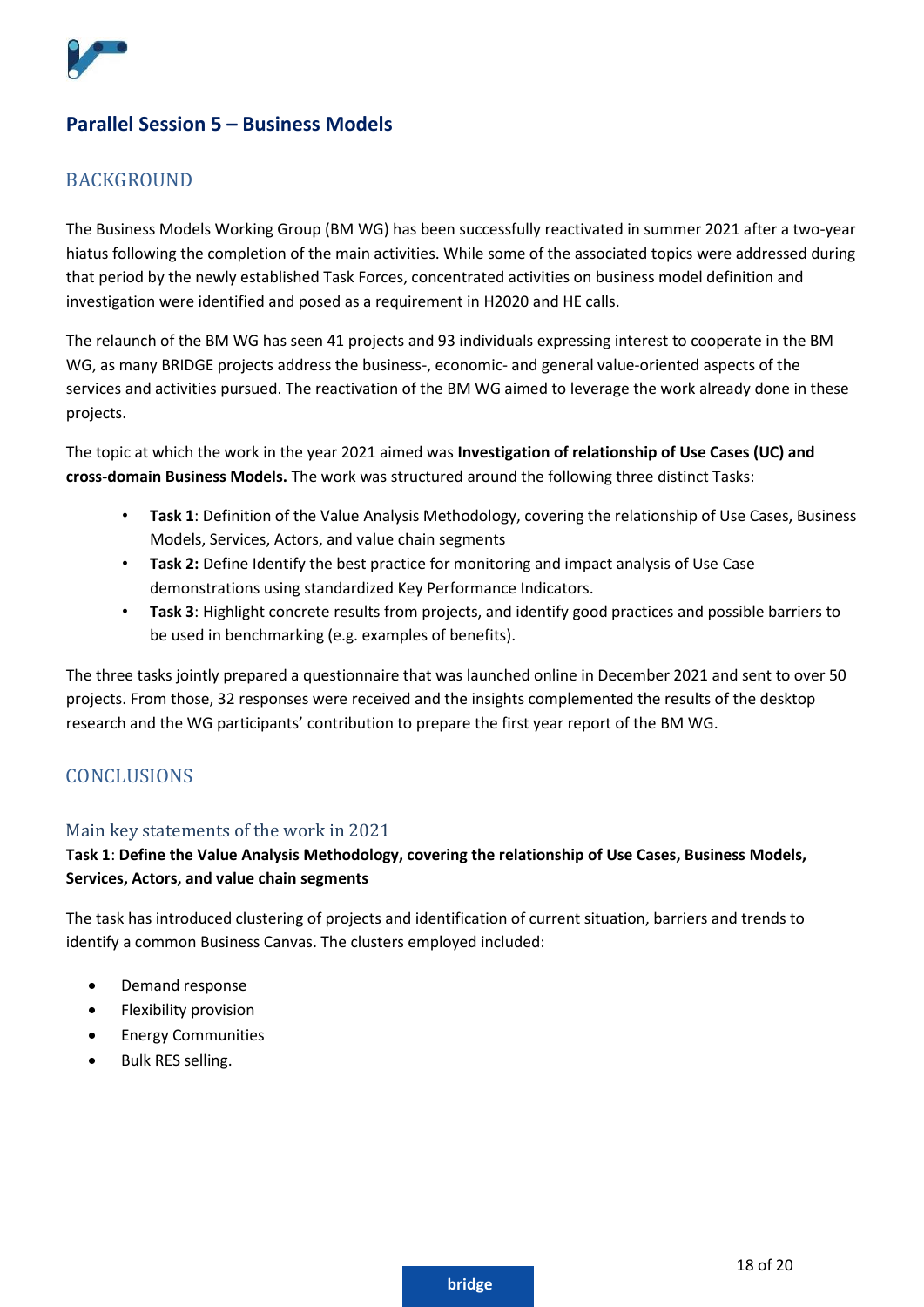## Parallel Session 5 – Business Models

### BACKGROUND

The Business Models Working Group (BM WG) has been successfully reactivated in summer 2021 after a two-year hiatus following the completion of the main activities. While some of the associated topics were addressed during that period by the newly established Task Forces, concentrated activities on business model definition and investigation were identified and posed as a requirement in H2020 and HE calls.

The relaunch of the BM WG has seen 41 projects and 93 individuals expressing interest to cooperate in the BM WG, as many BRIDGE projects address the business-, economic- and general value-oriented aspects of the services and activities pursued. The reactivation of the BM WG aimed to leverage the work already done in these projects.

The topic at which the work in the year 2021 aimed was **Investigation of relationship of Use Cases (UC) and cross-domain Business Models.** The work was structured around the following three distinct Tasks:

- **Task 1**: Definition of the Value Analysis Methodology, covering the relationship of Use Cases, Business Models, Services, Actors, and value chain segments
- **Task 2:** Define Identify the best practice for monitoring and impact analysis of Use Case demonstrations using standardized Key Performance Indicators.
- **Task 3**: Highlight concrete results from projects, and identify good practices and possible barriers to be used in benchmarking (e.g. examples of benefits).

The three tasks jointly prepared a questionnaire that was launched online in December 2021 and sent to over 50 projects. From those, 32 responses were received and the insights complemented the results of the desktop research and the WG participants' contribution to prepare the first year report of the BM WG.

### CONCLUSIONS

#### Main key statements of the work in 2021

**Task 1**: **Define the Value Analysis Methodology, covering the relationship of Use Cases, Business Models, Services, Actors, and value chain segments**

The task has introduced clustering of projects and identification of current situation, barriers and trends to identify a common Business Canvas. The clusters employed included:

- Demand response
- Flexibility provision
- Energy Communities
- Bulk RES selling.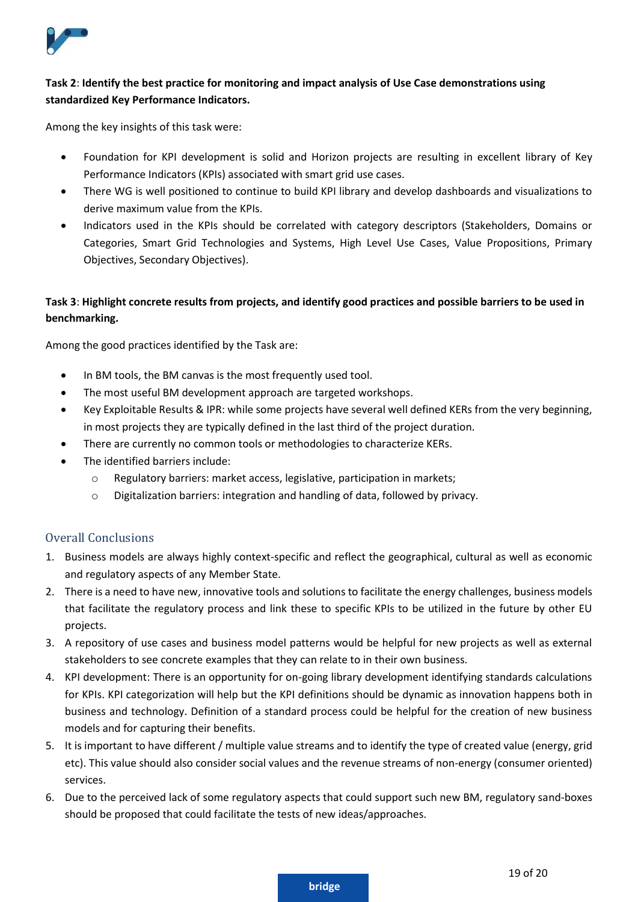**Task 2**: **Identify the best practice for monitoring and impact analysis of Use Case demonstrations using standardized Key Performance Indicators.**

Among the key insights of this task were:

- Foundation for KPI development is solid and Horizon projects are resulting in excellent library of Key Performance Indicators (KPIs) associated with smart grid use cases.
- There WG is well positioned to continue to build KPI library and develop dashboards and visualizations to derive maximum value from the KPIs.
- Indicators used in the KPIs should be correlated with category descriptors (Stakeholders, Domains or Categories, Smart Grid Technologies and Systems, High Level Use Cases, Value Propositions, Primary Objectives, Secondary Objectives).

**Task 3**: **Highlight concrete results from projects, and identify good practices and possible barriers to be used in benchmarking.**

Among the good practices identified by the Task are:

- In BM tools, the BM canvas is the most frequently used tool.
- The most useful BM development approach are targeted workshops.
- Key Exploitable Results & IPR: while some projects have several well defined KERs from the very beginning, in most projects they are typically defined in the last third of the project duration.
- There are currently no common tools or methodologies to characterize KERs.
- The identified barriers include:
    - Regulatory barriers: market access, legislative, participation in markets;
    - Digitalization barriers: integration and handling of data, followed by privacy.

## Overall Conclusions

1. Business models are always highly context-specific and reflect the geographical, cultural as well as economic and regulatory aspects of any Member State.
2. There is a need to have new, innovative tools and solutions to facilitate the energy challenges, business models that facilitate the regulatory process and link these to specific KPIs to be utilized in the future by other EU projects.
3. A repository of use cases and business model patterns would be helpful for new projects as well as external stakeholders to see concrete examples that they can relate to in their own business.
4. KPI development: There is an opportunity for on-going library development identifying standards calculations for KPIs. KPI categorization will help but the KPI definitions should be dynamic as innovation happens both in business and technology. Definition of a standard process could be helpful for the creation of new business models and for capturing their benefits.
5. It is important to have different / multiple value streams and to identify the type of created value (energy, grid etc). This value should also consider social values and the revenue streams of non-energy (consumer oriented) services.
6. Due to the perceived lack of some regulatory aspects that could support such new BM, regulatory sand-boxes should be proposed that could facilitate the tests of new ideas/approaches.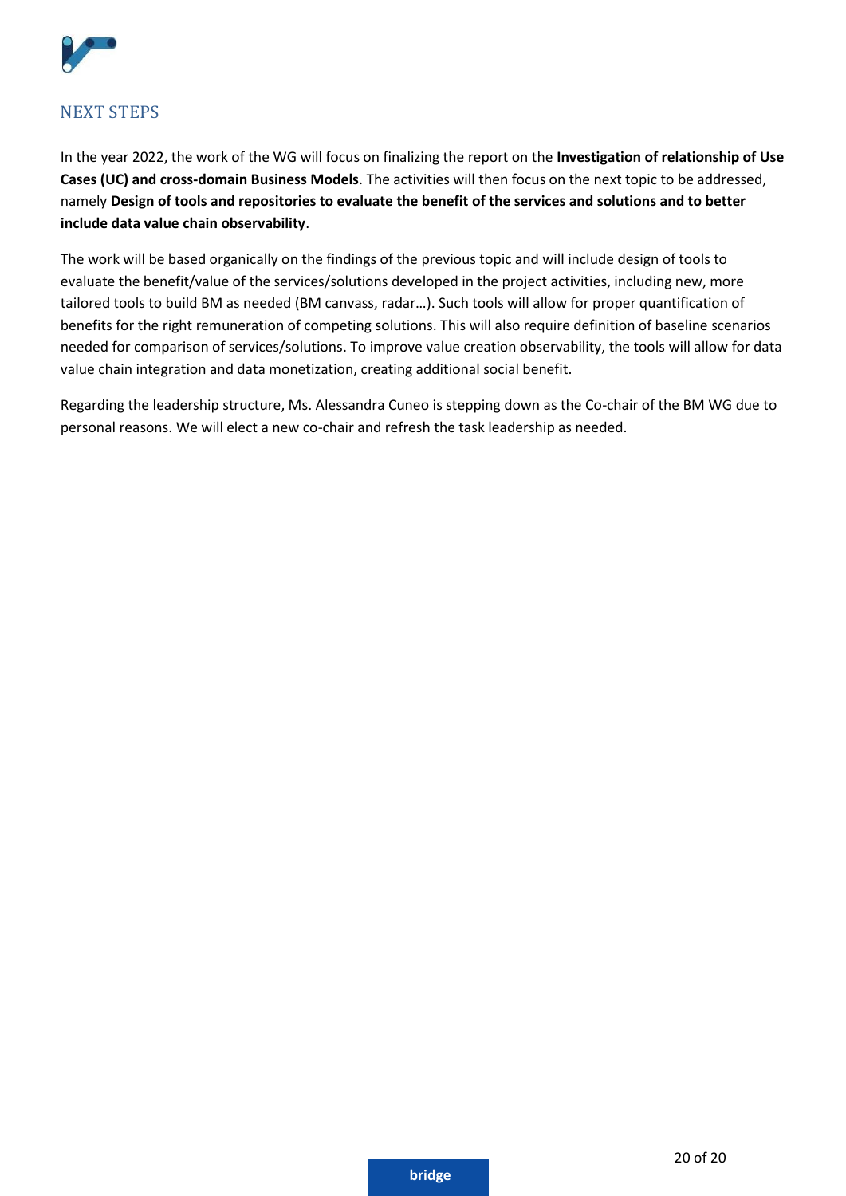## NEXT STEPS

In the year 2022, the work of the WG will focus on finalizing the report on the **Investigation of relationship of Use Cases (UC) and cross-domain Business Models**. The activities will then focus on the next topic to be addressed, namely **Design of tools and repositories to evaluate the benefit of the services and solutions and to better include data value chain observability**.

The work will be based organically on the findings of the previous topic and will include design of tools to evaluate the benefit/value of the services/solutions developed in the project activities, including new, more tailored tools to build BM as needed (BM canvass, radar…). Such tools will allow for proper quantification of benefits for the right remuneration of competing solutions. This will also require definition of baseline scenarios needed for comparison of services/solutions. To improve value creation observability, the tools will allow for data value chain integration and data monetization, creating additional social benefit.

Regarding the leadership structure, Ms. Alessandra Cuneo is stepping down as the Co-chair of the BM WG due to personal reasons. We will elect a new co-chair and refresh the task leadership as needed.